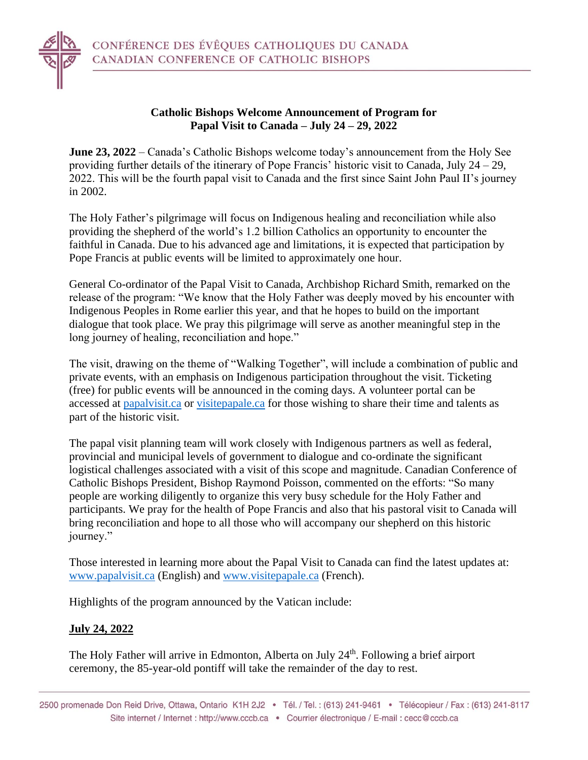CONFÉRENCE DES ÉVÊQUES CATHOLIQUES DU CANADA
CANADIAN CONFERENCE OF CATHOLIC BISHOPS

**Catholic Bishops Welcome Announcement of Program for Papal Visit to Canada – July 24 – 29, 2022**

**June 23, 2022** – Canada's Catholic Bishops welcome today's announcement from the Holy See providing further details of the itinerary of Pope Francis' historic visit to Canada, July 24 – 29, 2022. This will be the fourth papal visit to Canada and the first since Saint John Paul II's journey in 2002.

The Holy Father's pilgrimage will focus on Indigenous healing and reconciliation while also providing the shepherd of the world's 1.2 billion Catholics an opportunity to encounter the faithful in Canada. Due to his advanced age and limitations, it is expected that participation by Pope Francis at public events will be limited to approximately one hour.

General Co-ordinator of the Papal Visit to Canada, Archbishop Richard Smith, remarked on the release of the program: "We know that the Holy Father was deeply moved by his encounter with Indigenous Peoples in Rome earlier this year, and that he hopes to build on the important dialogue that took place. We pray this pilgrimage will serve as another meaningful step in the long journey of healing, reconciliation and hope."

The visit, drawing on the theme of "Walking Together", will include a combination of public and private events, with an emphasis on Indigenous participation throughout the visit. Ticketing (free) for public events will be announced in the coming days. A volunteer portal can be accessed at [papalvisit.ca](papalvisit.ca) or [visitepapale.ca](visitepapale.ca) for those wishing to share their time and talents as part of the historic visit.

The papal visit planning team will work closely with Indigenous partners as well as federal, provincial and municipal levels of government to dialogue and co-ordinate the significant logistical challenges associated with a visit of this scope and magnitude. Canadian Conference of Catholic Bishops President, Bishop Raymond Poisson, commented on the efforts: "So many people are working diligently to organize this very busy schedule for the Holy Father and participants. We pray for the health of Pope Francis and also that his pastoral visit to Canada will bring reconciliation and hope to all those who will accompany our shepherd on this historic journey."

Those interested in learning more about the Papal Visit to Canada can find the latest updates at: [www.papalvisit.ca](www.papalvisit.ca) (English) and [www.visitepapale.ca](www.visitepapale.ca) (French).

Highlights of the program announced by the Vatican include:

**July 24, 2022**

The Holy Father will arrive in Edmonton, Alberta on July 24th. Following a brief airport ceremony, the 85-year-old pontiff will take the remainder of the day to rest.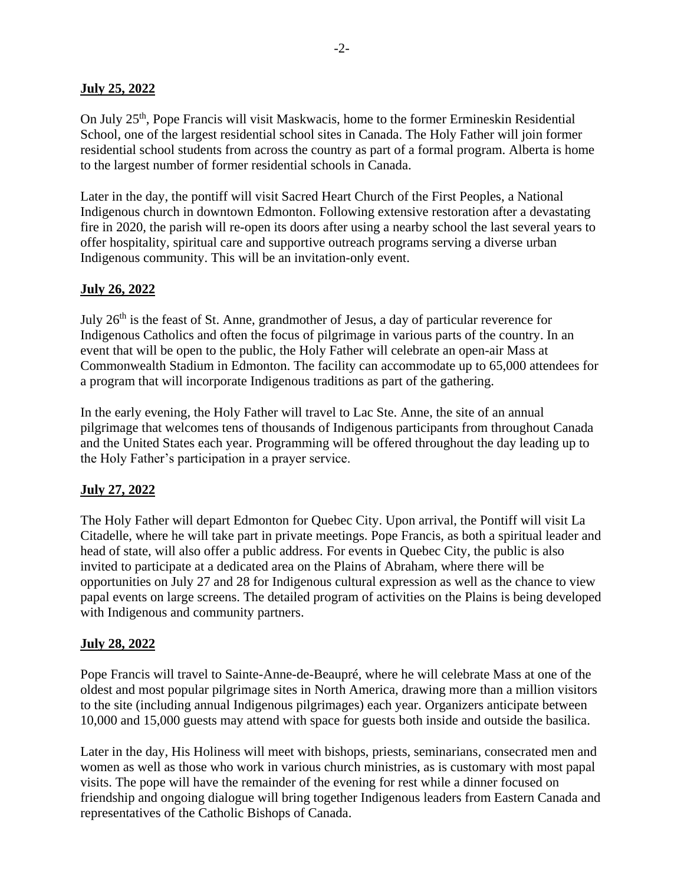**July 25, 2022**

On July 25th, Pope Francis will visit Maskwacis, home to the former Ermineskin Residential School, one of the largest residential school sites in Canada. The Holy Father will join former residential school students from across the country as part of a formal program. Alberta is home to the largest number of former residential schools in Canada.

Later in the day, the pontiff will visit Sacred Heart Church of the First Peoples, a National Indigenous church in downtown Edmonton. Following extensive restoration after a devastating fire in 2020, the parish will re-open its doors after using a nearby school the last several years to offer hospitality, spiritual care and supportive outreach programs serving a diverse urban Indigenous community. This will be an invitation-only event.

**July 26, 2022**

July 26th is the feast of St. Anne, grandmother of Jesus, a day of particular reverence for Indigenous Catholics and often the focus of pilgrimage in various parts of the country. In an event that will be open to the public, the Holy Father will celebrate an open-air Mass at Commonwealth Stadium in Edmonton. The facility can accommodate up to 65,000 attendees for a program that will incorporate Indigenous traditions as part of the gathering.

In the early evening, the Holy Father will travel to Lac Ste. Anne, the site of an annual pilgrimage that welcomes tens of thousands of Indigenous participants from throughout Canada and the United States each year. Programming will be offered throughout the day leading up to the Holy Father's participation in a prayer service.

**July 27, 2022**

The Holy Father will depart Edmonton for Quebec City. Upon arrival, the Pontiff will visit La Citadelle, where he will take part in private meetings. Pope Francis, as both a spiritual leader and head of state, will also offer a public address. For events in Quebec City, the public is also invited to participate at a dedicated area on the Plains of Abraham, where there will be opportunities on July 27 and 28 for Indigenous cultural expression as well as the chance to view papal events on large screens. The detailed program of activities on the Plains is being developed with Indigenous and community partners.

**July 28, 2022**

Pope Francis will travel to Sainte-Anne-de-Beaupré, where he will celebrate Mass at one of the oldest and most popular pilgrimage sites in North America, drawing more than a million visitors to the site (including annual Indigenous pilgrimages) each year. Organizers anticipate between 10,000 and 15,000 guests may attend with space for guests both inside and outside the basilica.

Later in the day, His Holiness will meet with bishops, priests, seminarians, consecrated men and women as well as those who work in various church ministries, as is customary with most papal visits. The pope will have the remainder of the evening for rest while a dinner focused on friendship and ongoing dialogue will bring together Indigenous leaders from Eastern Canada and representatives of the Catholic Bishops of Canada.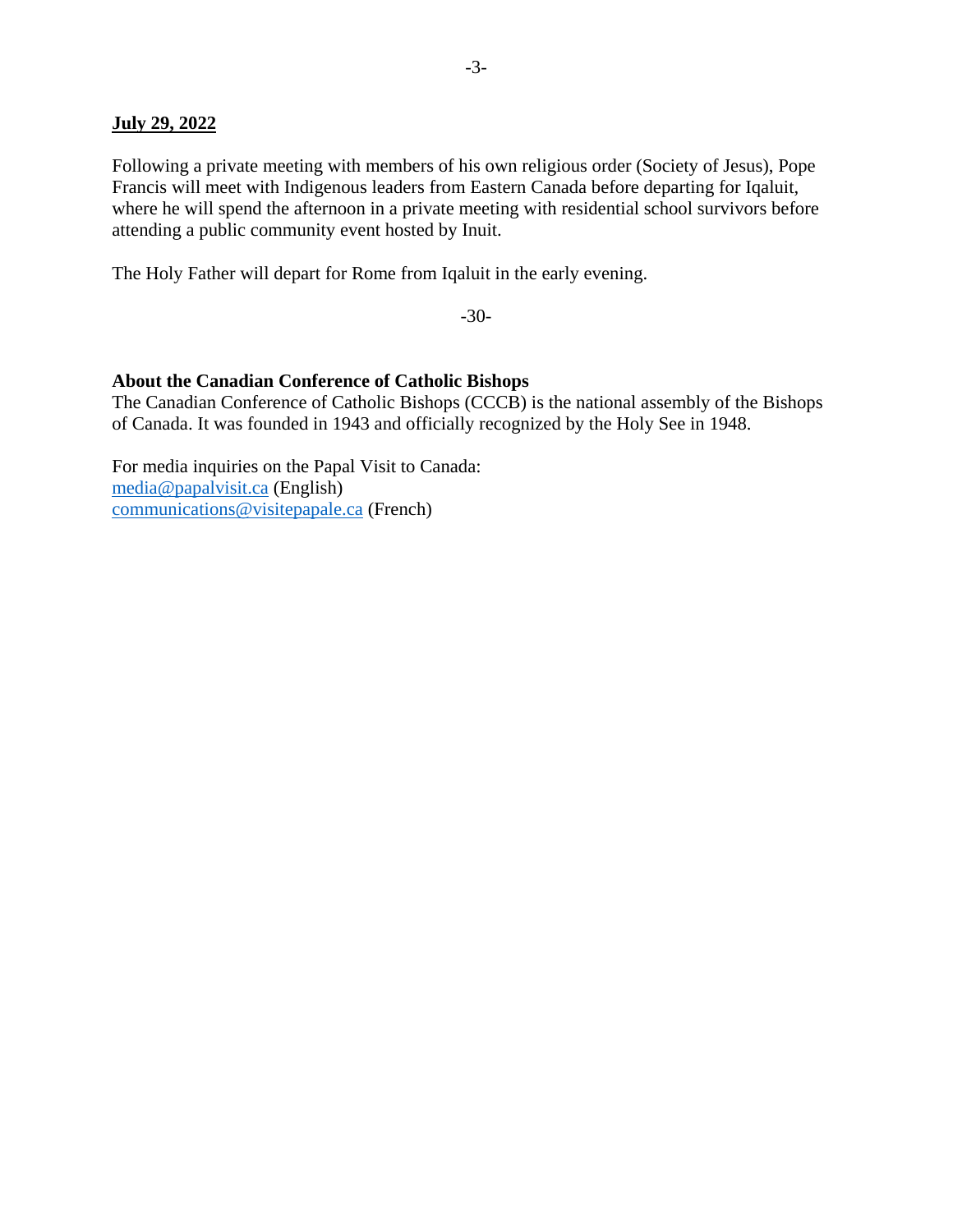**July 29, 2022**

Following a private meeting with members of his own religious order (Society of Jesus), Pope Francis will meet with Indigenous leaders from Eastern Canada before departing for Iqaluit, where he will spend the afternoon in a private meeting with residential school survivors before attending a public community event hosted by Inuit.

The Holy Father will depart for Rome from Iqaluit in the early evening.

-30-

**About the Canadian Conference of Catholic Bishops**

The Canadian Conference of Catholic Bishops (CCCB) is the national assembly of the Bishops of Canada. It was founded in 1943 and officially recognized by the Holy See in 1948.

For media inquiries on the Papal Visit to Canada:
media@papalvisit.ca (English)
communications@visitepapale.ca (French)